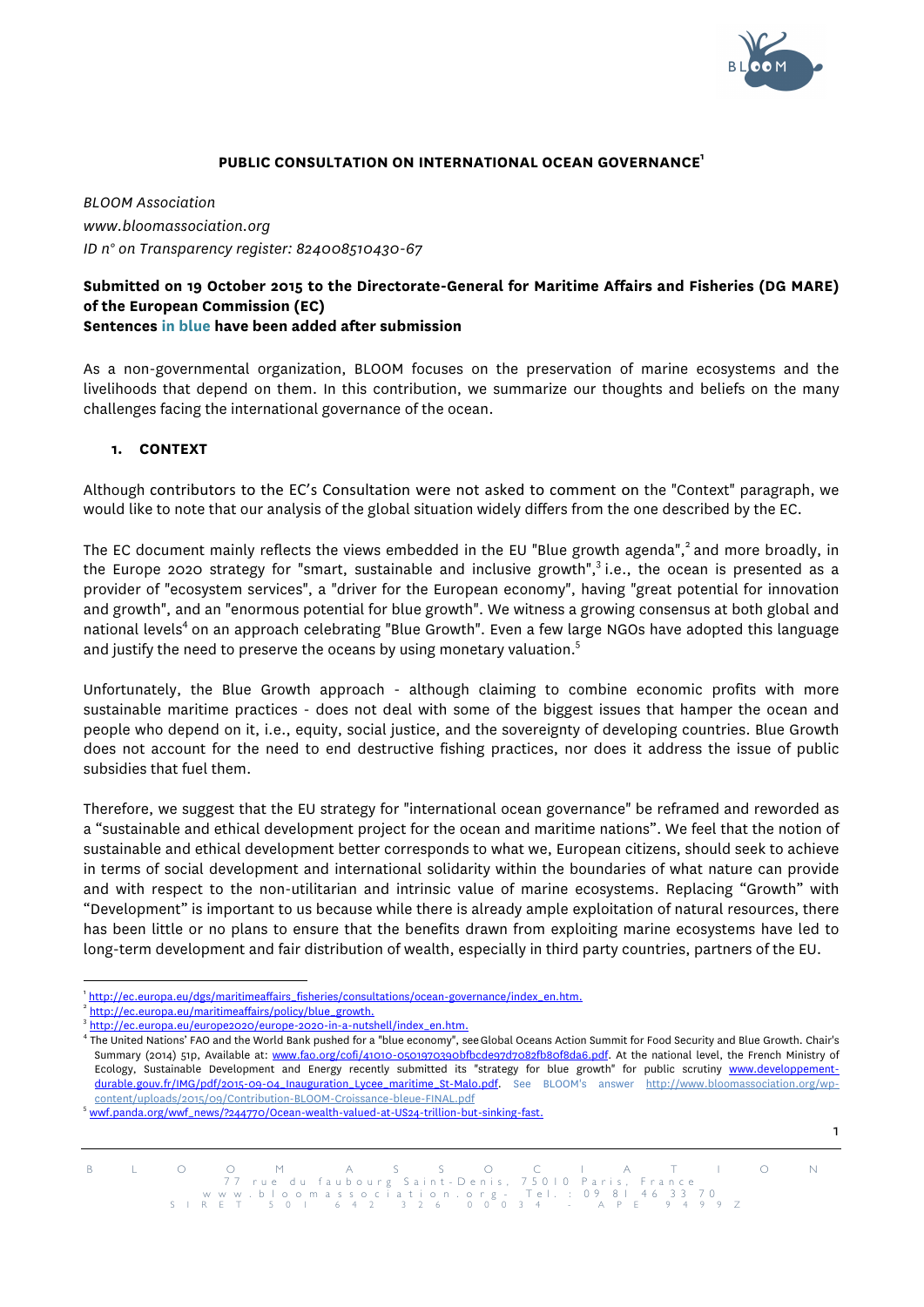**PUBLIC CONSULTATION ON INTERNATIONAL OCEAN GOVERNANCE**[1]

*BLOOM Association*

*www.bloomassociation.org*

*ID n° on Transparency register: 824008510430-67*

**Submitted on 19 October 2015 to the Directorate-General for Maritime Affairs and Fisheries (DG MARE) of the European Commission (EC)**
**Sentences in blue have been added after submission**

As a non-governmental organization, BLOOM focuses on the preservation of marine ecosystems and the livelihoods that depend on them. In this contribution, we summarize our thoughts and beliefs on the many challenges facing the international governance of the ocean.

## 1. CONTEXT

Although contributors to the EC's Consultation were not asked to comment on the "Context" paragraph, we would like to note that our analysis of the global situation widely differs from the one described by the EC.

The EC document mainly reflects the views embedded in the EU "Blue growth agenda",[2] and more broadly, in the Europe 2020 strategy for "smart, sustainable and inclusive growth",[3] i.e., the ocean is presented as a provider of "ecosystem services", a "driver for the European economy", having "great potential for innovation and growth", and an "enormous potential for blue growth". We witness a growing consensus at both global and national levels[4] on an approach celebrating "Blue Growth". Even a few large NGOs have adopted this language and justify the need to preserve the oceans by using monetary valuation.[5]

Unfortunately, the Blue Growth approach - although claiming to combine economic profits with more sustainable maritime practices - does not deal with some of the biggest issues that hamper the ocean and people who depend on it, i.e., equity, social justice, and the sovereignty of developing countries. Blue Growth does not account for the need to end destructive fishing practices, nor does it address the issue of public subsidies that fuel them.

Therefore, we suggest that the EU strategy for "international ocean governance" be reframed and reworded as a "sustainable and ethical development project for the ocean and maritime nations". We feel that the notion of sustainable and ethical development better corresponds to what we, European citizens, should seek to achieve in terms of social development and international solidarity within the boundaries of what nature can provide and with respect to the non-utilitarian and intrinsic value of marine ecosystems. Replacing "Growth" with "Development" is important to us because while there is already ample exploitation of natural resources, there has been little or no plans to ensure that the benefits drawn from exploiting marine ecosystems have led to long-term development and fair distribution of wealth, especially in third party countries, partners of the EU.

---

[1] http://ec.europa.eu/dgs/maritimeaffairs_fisheries/consultations/ocean-governance/index_en.htm.

[2] http://ec.europa.eu/maritimeaffairs/policy/blue_growth.

[3] http://ec.europa.eu/europe2020/europe-2020-in-a-nutshell/index_en.htm.

[4] The United Nations' FAO and the World Bank pushed for a "blue economy", see Global Oceans Action Summit for Food Security and Blue Growth. Chair's Summary (2014) 51p, Available at: www.fao.org/cofi/41010-0501970390bfbcde97d7082fb8of8da6.pdf. At the national level, the French Ministry of Ecology, Sustainable Development and Energy recently submitted its "strategy for blue growth" for public scrutiny www.developpement-durable.gouv.fr/IMG/pdf/2015-09-04_Inauguration_Lycee_maritime_St-Malo.pdf. See BLOOM's answer http://www.bloomassociation.org/wp-content/uploads/2015/09/Contribution-BLOOM-Croissance-bleue-FINAL.pdf

[5] wwf.panda.org/wwf_news/?244770/Ocean-wealth-valued-at-US24-trillion-but-sinking-fast.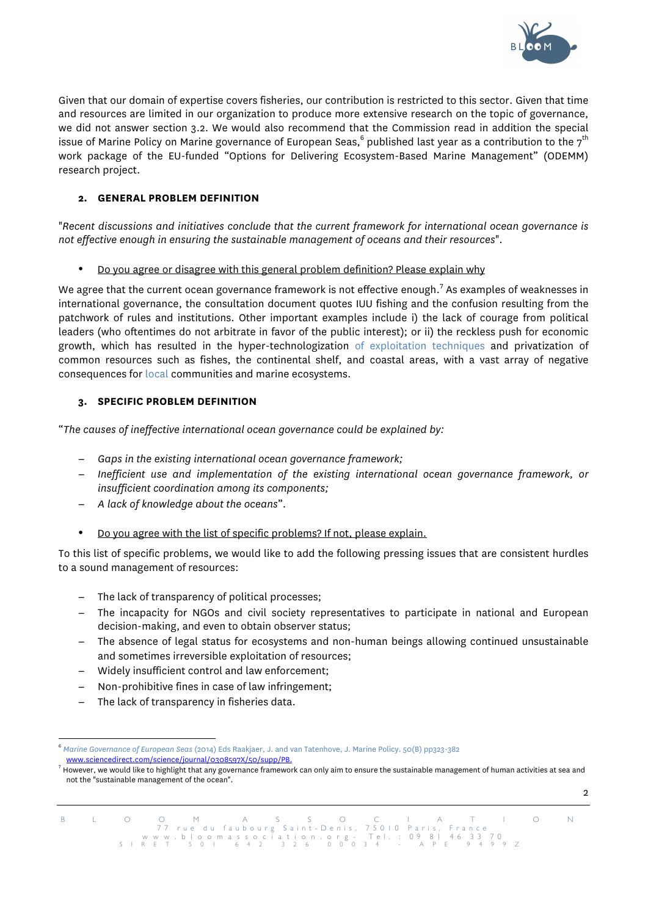Given that our domain of expertise covers fisheries, our contribution is restricted to this sector. Given that time and resources are limited in our organization to produce more extensive research on the topic of governance, we did not answer section 3.2. We would also recommend that the Commission read in addition the special issue of Marine Policy on Marine governance of European Seas,[6] published last year as a contribution to the 7th work package of the EU-funded "Options for Delivering Ecosystem-Based Marine Management" (ODEMM) research project.

## 2. GENERAL PROBLEM DEFINITION

"*Recent discussions and initiatives conclude that the current framework for international ocean governance is not effective enough in ensuring the sustainable management of oceans and their resources*".

- <u>Do you agree or disagree with this general problem definition? Please explain why</u>

We agree that the current ocean governance framework is not effective enough.[7] As examples of weaknesses in international governance, the consultation document quotes IUU fishing and the confusion resulting from the patchwork of rules and institutions. Other important examples include i) the lack of courage from political leaders (who oftentimes do not arbitrate in favor of the public interest); or ii) the reckless push for economic growth, which has resulted in the hyper-technologization of exploitation techniques and privatization of common resources such as fishes, the continental shelf, and coastal areas, with a vast array of negative consequences for local communities and marine ecosystems.

## 3. SPECIFIC PROBLEM DEFINITION

"*The causes of ineffective international ocean governance could be explained by:*

- *Gaps in the existing international ocean governance framework;*
- *Inefficient use and implementation of the existing international ocean governance framework, or insufficient coordination among its components;*
- *A lack of knowledge about the oceans*".

- <u>Do you agree with the list of specific problems? If not, please explain.</u>

To this list of specific problems, we would like to add the following pressing issues that are consistent hurdles to a sound management of resources:

- The lack of transparency of political processes;
- The incapacity for NGOs and civil society representatives to participate in national and European decision-making, and even to obtain observer status;
- The absence of legal status for ecosystems and non-human beings allowing continued unsustainable and sometimes irreversible exploitation of resources;
- Widely insufficient control and law enforcement;
- Non-prohibitive fines in case of law infringement;
- The lack of transparency in fisheries data.

---

[6] *Marine Governance of European Seas* (2014) Eds Raakjaer, J. and van Tatenhove, J. Marine Policy. 50(B) pp323-382 www.sciencedirect.com/science/journal/0308597X/50/supp/PB.

[7] However, we would like to highlight that any governance framework can only aim to ensure the sustainable management of human activities at sea and not the "sustainable management of the ocean".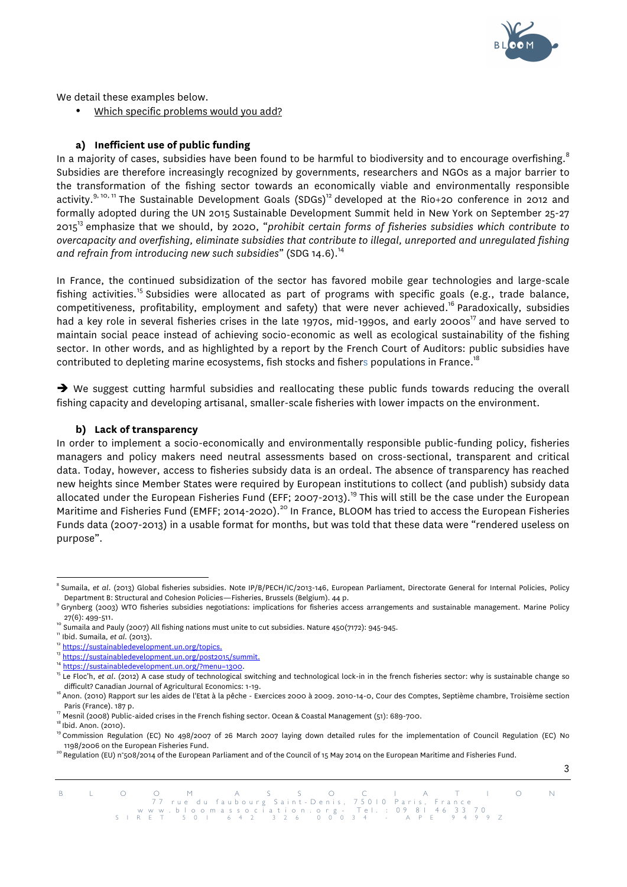We detail these examples below.

- Which specific problems would you add?

### a) Inefficient use of public funding

In a majority of cases, subsidies have been found to be harmful to biodiversity and to encourage overfishing.[8] Subsidies are therefore increasingly recognized by governments, researchers and NGOs as a major barrier to the transformation of the fishing sector towards an economically viable and environmentally responsible activity.[9, 10, 11] The Sustainable Development Goals (SDGs)[12] developed at the Rio+20 conference in 2012 and formally adopted during the UN 2015 Sustainable Development Summit held in New York on September 25-27 2015[13] emphasize that we should, by 2020, "*prohibit certain forms of fisheries subsidies which contribute to overcapacity and overfishing, eliminate subsidies that contribute to illegal, unreported and unregulated fishing and refrain from introducing new such subsidies*" (SDG 14.6).[14]

In France, the continued subsidization of the sector has favored mobile gear technologies and large-scale fishing activities.[15] Subsidies were allocated as part of programs with specific goals (e.g., trade balance, competitiveness, profitability, employment and safety) that were never achieved.[16] Paradoxically, subsidies had a key role in several fisheries crises in the late 1970s, mid-1990s, and early 2000s[17] and have served to maintain social peace instead of achieving socio-economic as well as ecological sustainability of the fishing sector. In other words, and as highlighted by a report by the French Court of Auditors: public subsidies have contributed to depleting marine ecosystems, fish stocks and fishers populations in France.[18]

➔ We suggest cutting harmful subsidies and reallocating these public funds towards reducing the overall fishing capacity and developing artisanal, smaller-scale fisheries with lower impacts on the environment.

### b) Lack of transparency

In order to implement a socio-economically and environmentally responsible public-funding policy, fisheries managers and policy makers need neutral assessments based on cross-sectional, transparent and critical data. Today, however, access to fisheries subsidy data is an ordeal. The absence of transparency has reached new heights since Member States were required by European institutions to collect (and publish) subsidy data allocated under the European Fisheries Fund (EFF; 2007-2013).[19] This will still be the case under the European Maritime and Fisheries Fund (EMFF; 2014-2020).[20] In France, BLOOM has tried to access the European Fisheries Funds data (2007-2013) in a usable format for months, but was told that these data were "rendered useless on purpose".

---

[8] Sumaila, *et al*. (2013) Global fisheries subsidies. Note IP/B/PECH/IC/2013-146, European Parliament, Directorate General for Internal Policies, Policy Department B: Structural and Cohesion Policies—Fisheries, Brussels (Belgium). 44 p.

[9] Grynberg (2003) WTO fisheries subsidies negotiations: implications for fisheries access arrangements and sustainable management. Marine Policy 27(6): 499-511.

[10] Sumaila and Pauly (2007) All fishing nations must unite to cut subsidies. Nature 450(7172): 945-945.

[11] Ibid. Sumaila, *et al*. (2013).

[12] https://sustainabledevelopment.un.org/topics.

[13] https://sustainabledevelopment.un.org/post2015/summit.

[14] https://sustainabledevelopment.un.org/?menu=1300.

[15] Le Floc'h, *et al*. (2012) A case study of technological switching and technological lock-in in the french fisheries sector: why is sustainable change so difficult? Canadian Journal of Agricultural Economics: 1-19.

[16] Anon. (2010) Rapport sur les aides de l'Etat à la pêche - Exercices 2000 à 2009. 2010-14-0, Cour des Comptes, Septième chambre, Troisième section Paris (France). 187 p.

[17] Mesnil (2008) Public-aided crises in the French fishing sector. Ocean & Coastal Management (51): 689-700.

[18] Ibid. Anon. (2010).

[19] Commission Regulation (EC) No 498/2007 of 26 March 2007 laying down detailed rules for the implementation of Council Regulation (EC) No 1198/2006 on the European Fisheries Fund.

[20] Regulation (EU) n°508/2014 of the European Parliament and of the Council of 15 May 2014 on the European Maritime and Fisheries Fund.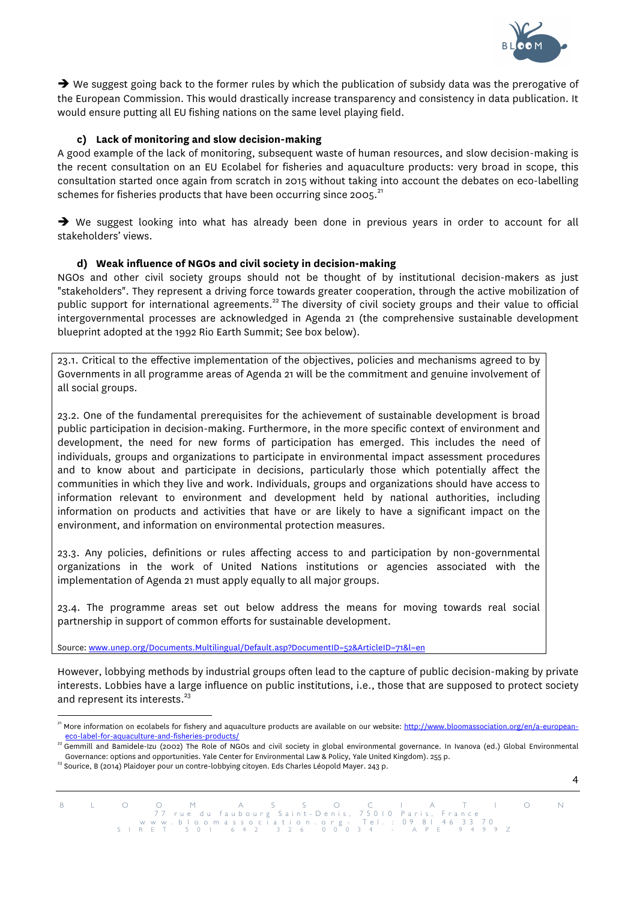➔ We suggest going back to the former rules by which the publication of subsidy data was the prerogative of the European Commission. This would drastically increase transparency and consistency in data publication. It would ensure putting all EU fishing nations on the same level playing field.

### c) Lack of monitoring and slow decision-making

A good example of the lack of monitoring, subsequent waste of human resources, and slow decision-making is the recent consultation on an EU Ecolabel for fisheries and aquaculture products: very broad in scope, this consultation started once again from scratch in 2015 without taking into account the debates on eco-labelling schemes for fisheries products that have been occurring since 2005.[21]

➔ We suggest looking into what has already been done in previous years in order to account for all stakeholders' views.

### d) Weak influence of NGOs and civil society in decision-making

NGOs and other civil society groups should not be thought of by institutional decision-makers as just "stakeholders". They represent a driving force towards greater cooperation, through the active mobilization of public support for international agreements.[22] The diversity of civil society groups and their value to official intergovernmental processes are acknowledged in Agenda 21 (the comprehensive sustainable development blueprint adopted at the 1992 Rio Earth Summit; See box below).

> 23.1. Critical to the effective implementation of the objectives, policies and mechanisms agreed to by Governments in all programme areas of Agenda 21 will be the commitment and genuine involvement of all social groups.
>
> 23.2. One of the fundamental prerequisites for the achievement of sustainable development is broad public participation in decision-making. Furthermore, in the more specific context of environment and development, the need for new forms of participation has emerged. This includes the need of individuals, groups and organizations to participate in environmental impact assessment procedures and to know about and participate in decisions, particularly those which potentially affect the communities in which they live and work. Individuals, groups and organizations should have access to information relevant to environment and development held by national authorities, including information on products and activities that have or are likely to have a significant impact on the environment, and information on environmental protection measures.
>
> 23.3. Any policies, definitions or rules affecting access to and participation by non-governmental organizations in the work of United Nations institutions or agencies associated with the implementation of Agenda 21 must apply equally to all major groups.
>
> 23.4. The programme areas set out below address the means for moving towards real social partnership in support of common efforts for sustainable development.
>
> Source: www.unep.org/Documents.Multilingual/Default.asp?DocumentID=52&ArticleID=71&l=en

However, lobbying methods by industrial groups often lead to the capture of public decision-making by private interests. Lobbies have a large influence on public institutions, i.e., those that are supposed to protect society and represent its interests.[23]

---

[21] More information on ecolabels for fishery and aquaculture products are available on our website: http://www.bloomassociation.org/en/a-european-eco-label-for-aquaculture-and-fisheries-products/

[22] Gemmill and Bamidele-Izu (2002) The Role of NGOs and civil society in global environmental governance. In Ivanova (ed.) Global Environmental Governance: options and opportunities. Yale Center for Environmental Law & Policy, Yale United Kingdom). 255 p.

[23] Sourice, B (2014) Plaidoyer pour un contre-lobbying citoyen. Eds Charles Léopold Mayer. 243 p.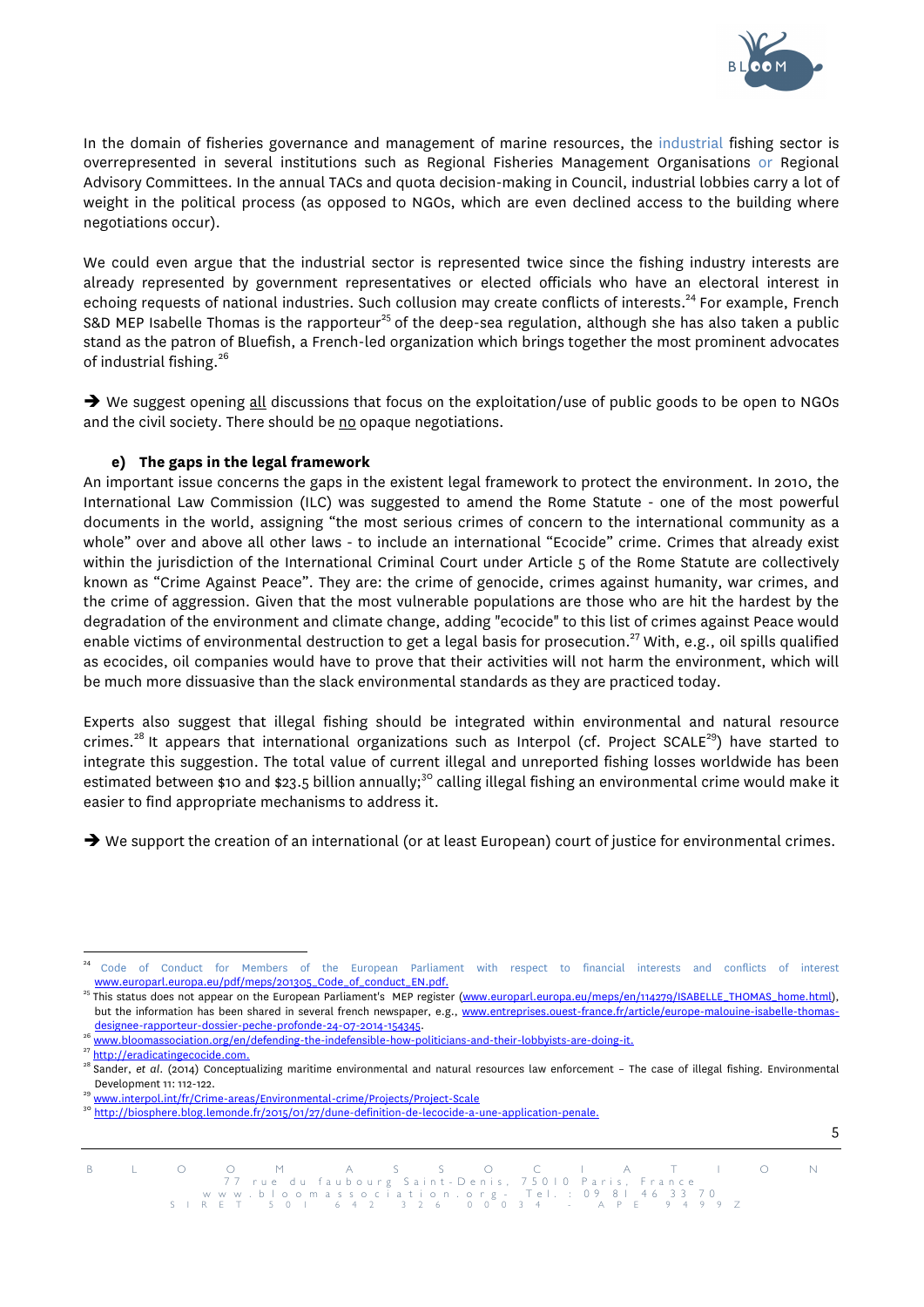In the domain of fisheries governance and management of marine resources, the industrial fishing sector is overrepresented in several institutions such as Regional Fisheries Management Organisations or Regional Advisory Committees. In the annual TACs and quota decision-making in Council, industrial lobbies carry a lot of weight in the political process (as opposed to NGOs, which are even declined access to the building where negotiations occur).

We could even argue that the industrial sector is represented twice since the fishing industry interests are already represented by government representatives or elected officials who have an electoral interest in echoing requests of national industries. Such collusion may create conflicts of interests.[24] For example, French S&D MEP Isabelle Thomas is the rapporteur[25] of the deep-sea regulation, although she has also taken a public stand as the patron of Bluefish, a French-led organization which brings together the most prominent advocates of industrial fishing.[26]

➔ We suggest opening <u>all</u> discussions that focus on the exploitation/use of public goods to be open to NGOs and the civil society. There should be <u>no</u> opaque negotiations.

### e) The gaps in the legal framework

An important issue concerns the gaps in the existent legal framework to protect the environment. In 2010, the International Law Commission (ILC) was suggested to amend the Rome Statute - one of the most powerful documents in the world, assigning "the most serious crimes of concern to the international community as a whole" over and above all other laws - to include an international "Ecocide" crime. Crimes that already exist within the jurisdiction of the International Criminal Court under Article 5 of the Rome Statute are collectively known as "Crime Against Peace". They are: the crime of genocide, crimes against humanity, war crimes, and the crime of aggression. Given that the most vulnerable populations are those who are hit the hardest by the degradation of the environment and climate change, adding "ecocide" to this list of crimes against Peace would enable victims of environmental destruction to get a legal basis for prosecution.[27] With, e.g., oil spills qualified as ecocides, oil companies would have to prove that their activities will not harm the environment, which will be much more dissuasive than the slack environmental standards as they are practiced today.

Experts also suggest that illegal fishing should be integrated within environmental and natural resource crimes.[28] It appears that international organizations such as Interpol (cf. Project SCALE[29]) have started to integrate this suggestion. The total value of current illegal and unreported fishing losses worldwide has been estimated between $10 and $23.5 billion annually;[30] calling illegal fishing an environmental crime would make it easier to find appropriate mechanisms to address it.

➔ We support the creation of an international (or at least European) court of justice for environmental crimes.

---

[24] Code of Conduct for Members of the European Parliament with respect to financial interests and conflicts of interest www.europarl.europa.eu/pdf/meps/201305_Code_of_conduct_EN.pdf.

[25] This status does not appear on the European Parliament's MEP register (www.europarl.europa.eu/meps/en/114279/ISABELLE_THOMAS_home.html), but the information has been shared in several french newspaper, e.g., www.entreprises.ouest-france.fr/article/europe-malouine-isabelle-thomas-designee-rapporteur-dossier-peche-profonde-24-07-2014-154345.

[26] www.bloomassociation.org/en/defending-the-indefensible-how-politicians-and-their-lobbyists-are-doing-it.

[27] http://eradicatingecocide.com.

[28] Sander, *et al.* (2014) Conceptualizing maritime environmental and natural resources law enforcement – The case of illegal fishing. Environmental Development 11: 112-122.

[29] www.interpol.int/fr/Crime-areas/Environmental-crime/Projects/Project-Scale

[30] http://biosphere.blog.lemonde.fr/2015/01/27/dune-definition-de-lecocide-a-une-application-penale.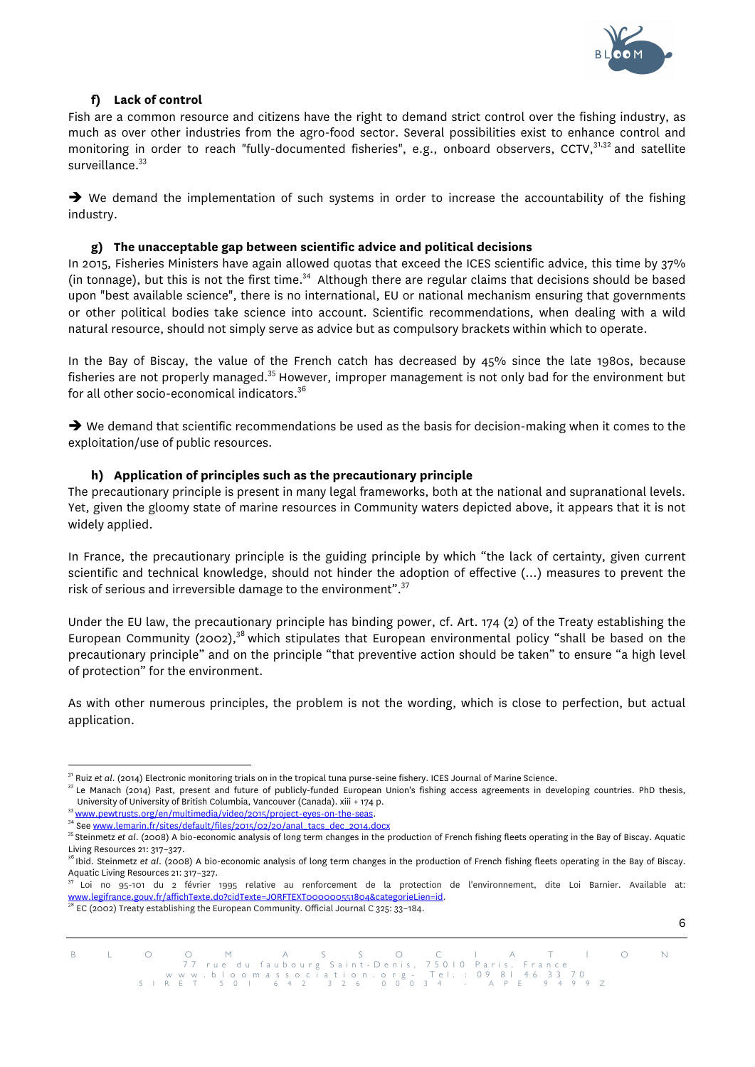#### f) Lack of control

Fish are a common resource and citizens have the right to demand strict control over the fishing industry, as much as over other industries from the agro-food sector. Several possibilities exist to enhance control and monitoring in order to reach "fully-documented fisheries", e.g., onboard observers, CCTV,[31,32] and satellite surveillance.[33]

➔ We demand the implementation of such systems in order to increase the accountability of the fishing industry.

#### g) The unacceptable gap between scientific advice and political decisions

In 2015, Fisheries Ministers have again allowed quotas that exceed the ICES scientific advice, this time by 37% (in tonnage), but this is not the first time.[34] Although there are regular claims that decisions should be based upon "best available science", there is no international, EU or national mechanism ensuring that governments or other political bodies take science into account. Scientific recommendations, when dealing with a wild natural resource, should not simply serve as advice but as compulsory brackets within which to operate.

In the Bay of Biscay, the value of the French catch has decreased by 45% since the late 1980s, because fisheries are not properly managed.[35] However, improper management is not only bad for the environment but for all other socio-economical indicators.[36]

➔ We demand that scientific recommendations be used as the basis for decision-making when it comes to the exploitation/use of public resources.

#### h) Application of principles such as the precautionary principle

The precautionary principle is present in many legal frameworks, both at the national and supranational levels. Yet, given the gloomy state of marine resources in Community waters depicted above, it appears that it is not widely applied.

In France, the precautionary principle is the guiding principle by which "the lack of certainty, given current scientific and technical knowledge, should not hinder the adoption of effective (...) measures to prevent the risk of serious and irreversible damage to the environment".[37]

Under the EU law, the precautionary principle has binding power, cf. Art. 174 (2) of the Treaty establishing the European Community (2002),[38] which stipulates that European environmental policy "shall be based on the precautionary principle" and on the principle "that preventive action should be taken" to ensure "a high level of protection" for the environment.

As with other numerous principles, the problem is not the wording, which is close to perfection, but actual application.

---

[31] Ruiz *et al*. (2014) Electronic monitoring trials on in the tropical tuna purse-seine fishery. ICES Journal of Marine Science.

[32] Le Manach (2014) Past, present and future of publicly-funded European Union's fishing access agreements in developing countries. PhD thesis, University of University of British Columbia, Vancouver (Canada). xiii + 174 p.

[33] www.pewtrusts.org/en/multimedia/video/2015/project-eyes-on-the-seas.

[34] See www.lemarin.fr/sites/default/files/2015/02/20/anal_tacs_dec_2014.docx

[35] Steinmetz *et al*. (2008) A bio-economic analysis of long term changes in the production of French fishing fleets operating in the Bay of Biscay. Aquatic Living Resources 21: 317–327.

[36] Ibid. Steinmetz *et al*. (2008) A bio-economic analysis of long term changes in the production of French fishing fleets operating in the Bay of Biscay. Aquatic Living Resources 21: 317–327.

[37] Loi no 95-101 du 2 février 1995 relative au renforcement de la protection de l'environnement, dite Loi Barnier. Available at: www.legifrance.gouv.fr/affichTexte.do?cidTexte=JORFTEXT000000551804&categorieLien=id.

[38] EC (2002) Treaty establishing the European Community. Official Journal C 325: 33–184.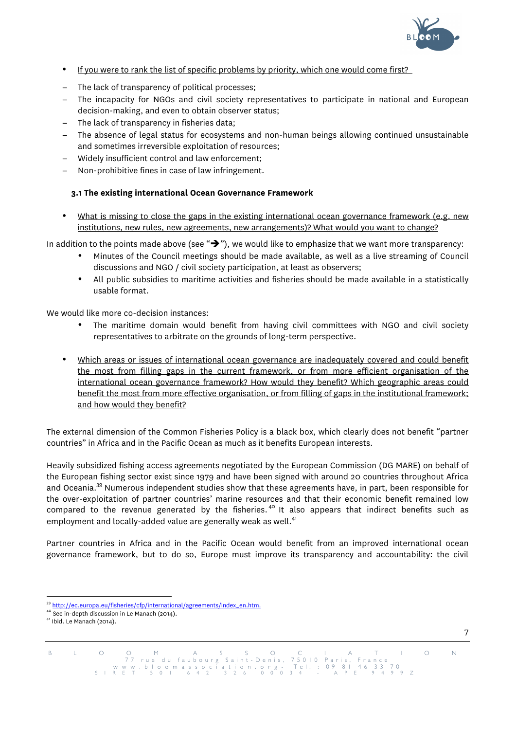- <u>If you were to rank the list of specific problems by priority, which one would come first?</u>

- The lack of transparency of political processes;
- The incapacity for NGOs and civil society representatives to participate in national and European decision-making, and even to obtain observer status;
- The lack of transparency in fisheries data;
- The absence of legal status for ecosystems and non-human beings allowing continued unsustainable and sometimes irreversible exploitation of resources;
- Widely insufficient control and law enforcement;
- Non-prohibitive fines in case of law infringement.

### 3.1 The existing international Ocean Governance Framework

- <u>What is missing to close the gaps in the existing international ocean governance framework (e.g. new institutions, new rules, new agreements, new arrangements)? What would you want to change?</u>

In addition to the points made above (see "➔"), we would like to emphasize that we want more transparency:

- Minutes of the Council meetings should be made available, as well as a live streaming of Council discussions and NGO / civil society participation, at least as observers;
- All public subsidies to maritime activities and fisheries should be made available in a statistically usable format.

We would like more co-decision instances:

- The maritime domain would benefit from having civil committees with NGO and civil society representatives to arbitrate on the grounds of long-term perspective.

- <u>Which areas or issues of international ocean governance are inadequately covered and could benefit the most from filling gaps in the current framework, or from more efficient organisation of the international ocean governance framework? How would they benefit? Which geographic areas could benefit the most from more effective organisation, or from filling of gaps in the institutional framework; and how would they benefit?</u>

The external dimension of the Common Fisheries Policy is a black box, which clearly does not benefit "partner countries" in Africa and in the Pacific Ocean as much as it benefits European interests.

Heavily subsidized fishing access agreements negotiated by the European Commission (DG MARE) on behalf of the European fishing sector exist since 1979 and have been signed with around 20 countries throughout Africa and Oceania.[39] Numerous independent studies show that these agreements have, in part, been responsible for the over-exploitation of partner countries' marine resources and that their economic benefit remained low compared to the revenue generated by the fisheries.[40] It also appears that indirect benefits such as employment and locally-added value are generally weak as well.[41]

Partner countries in Africa and in the Pacific Ocean would benefit from an improved international ocean governance framework, but to do so, Europe must improve its transparency and accountability: the civil

[39] http://ec.europa.eu/fisheries/cfp/international/agreements/index_en.htm.
[40] See in-depth discussion in Le Manach (2014).
[41] Ibid. Le Manach (2014).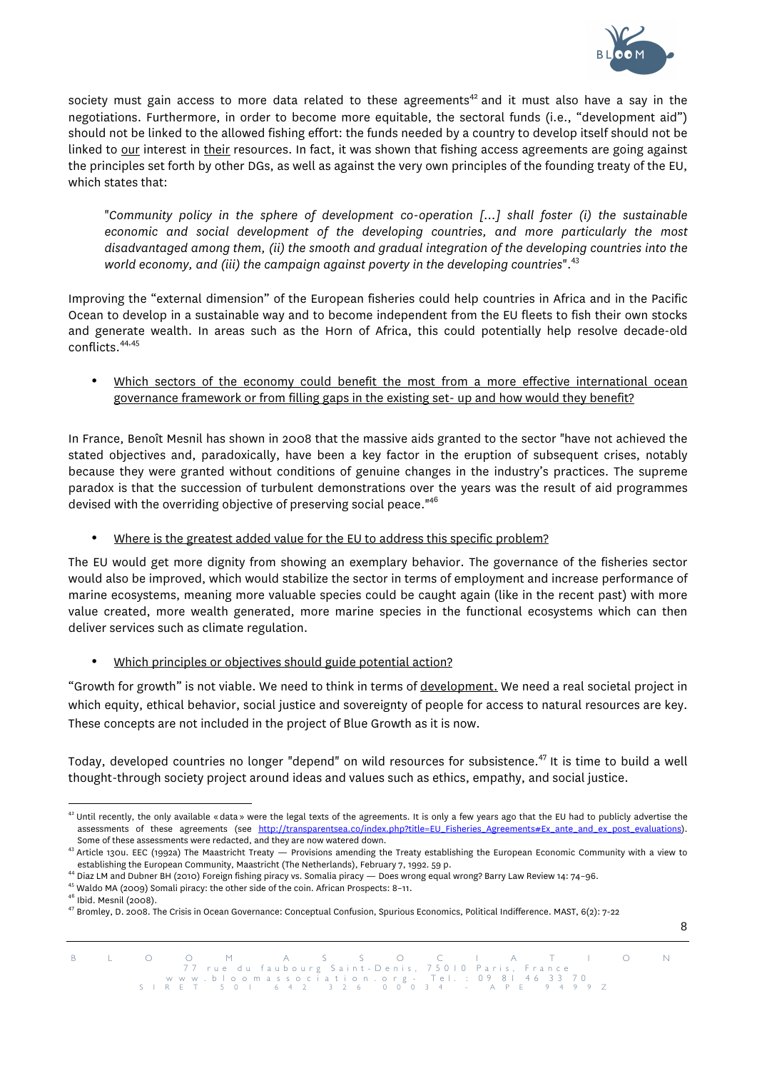society must gain access to more data related to these agreements[42] and it must also have a say in the negotiations. Furthermore, in order to become more equitable, the sectoral funds (i.e., "development aid") should not be linked to the allowed fishing effort: the funds needed by a country to develop itself should not be linked to our interest in their resources. In fact, it was shown that fishing access agreements are going against the principles set forth by other DGs, as well as against the very own principles of the founding treaty of the EU, which states that:

> "*Community policy in the sphere of development co-operation [...] shall foster (i) the sustainable economic and social development of the developing countries, and more particularly the most disadvantaged among them, (ii) the smooth and gradual integration of the developing countries into the world economy, and (iii) the campaign against poverty in the developing countries*".[43]

Improving the "external dimension" of the European fisheries could help countries in Africa and in the Pacific Ocean to develop in a sustainable way and to become independent from the EU fleets to fish their own stocks and generate wealth. In areas such as the Horn of Africa, this could potentially help resolve decade-old conflicts.[44,45]

- Which sectors of the economy could benefit the most from a more effective international ocean governance framework or from filling gaps in the existing set- up and how would they benefit?

In France, Benoît Mesnil has shown in 2008 that the massive aids granted to the sector "have not achieved the stated objectives and, paradoxically, have been a key factor in the eruption of subsequent crises, notably because they were granted without conditions of genuine changes in the industry's practices. The supreme paradox is that the succession of turbulent demonstrations over the years was the result of aid programmes devised with the overriding objective of preserving social peace."[46]

- Where is the greatest added value for the EU to address this specific problem?

The EU would get more dignity from showing an exemplary behavior. The governance of the fisheries sector would also be improved, which would stabilize the sector in terms of employment and increase performance of marine ecosystems, meaning more valuable species could be caught again (like in the recent past) with more value created, more wealth generated, more marine species in the functional ecosystems which can then deliver services such as climate regulation.

- Which principles or objectives should guide potential action?

"Growth for growth" is not viable. We need to think in terms of development. We need a real societal project in which equity, ethical behavior, social justice and sovereignty of people for access to natural resources are key. These concepts are not included in the project of Blue Growth as it is now.

Today, developed countries no longer "depend" on wild resources for subsistence.[47] It is time to build a well thought-through society project around ideas and values such as ethics, empathy, and social justice.

---

[42] Until recently, the only available « data » were the legal texts of the agreements. It is only a few years ago that the EU had to publicly advertise the assessments of these agreements (see http://transparentsea.co/index.php?title=EU_Fisheries_Agreements#Ex_ante_and_ex_post_evaluations). Some of these assessments were redacted, and they are now watered down.

[43] Article 130u. EEC (1992a) The Maastricht Treaty — Provisions amending the Treaty establishing the European Economic Community with a view to establishing the European Community, Maastricht (The Netherlands), February 7, 1992. 59 p.

[44] Diaz LM and Dubner BH (2010) Foreign fishing piracy vs. Somalia piracy — Does wrong equal wrong? Barry Law Review 14: 74–96.

[45] Waldo MA (2009) Somali piracy: the other side of the coin. African Prospects: 8–11.

[46] Ibid. Mesnil (2008).

[47] Bromley, D. 2008. The Crisis in Ocean Governance: Conceptual Confusion, Spurious Economics, Political Indifference. MAST, 6(2): 7-22